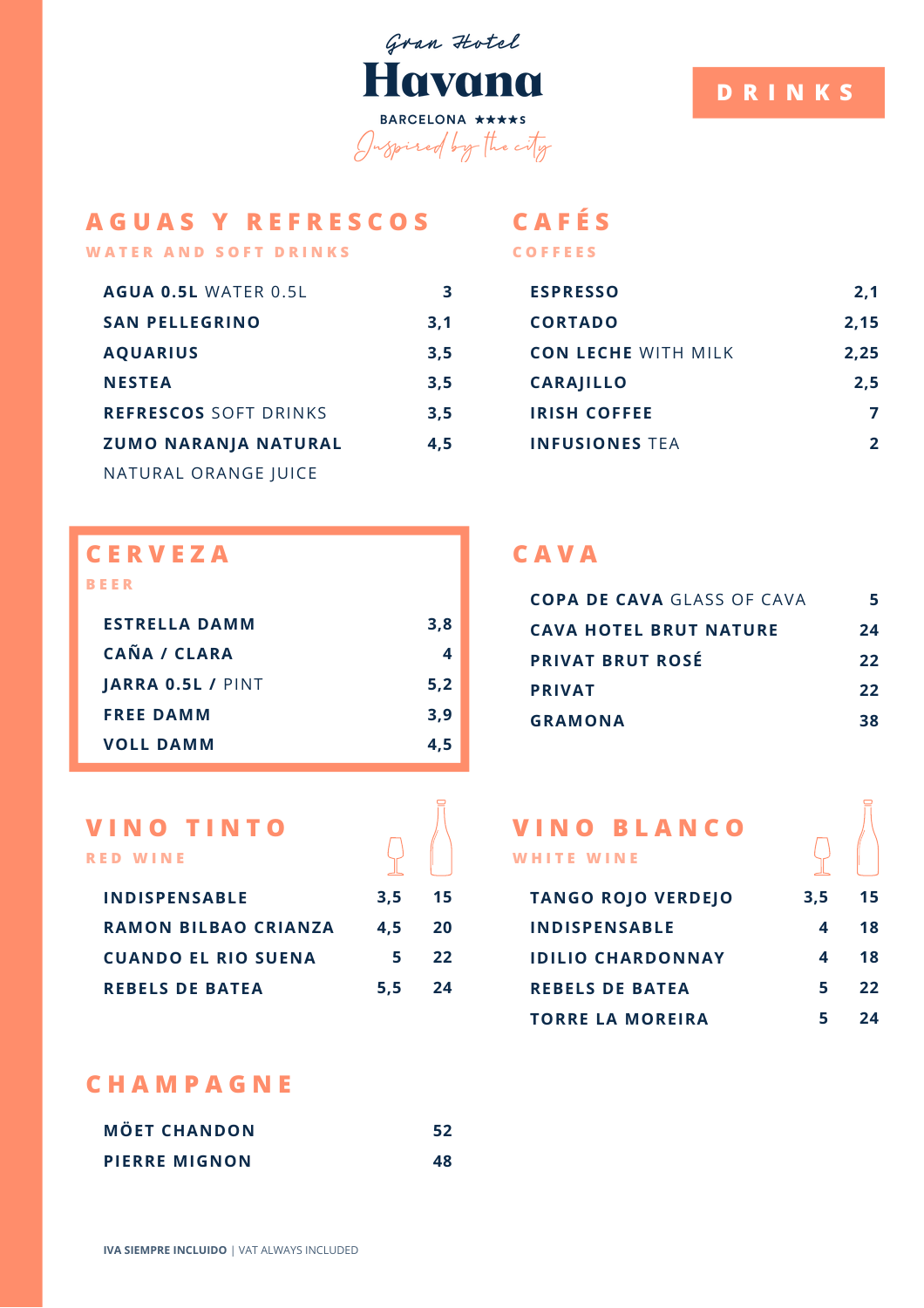Gran Hotel

# Havana

BARCELONA ★★★★S

*Inspired by the city*

**DRINKS**

## AGUAS Y REFRESCOS

### WATER AND SOFT DRINKS

| | |
|---|---|
| **AGUA 0.5L** WATER 0.5L | 3 |
| **SAN PELLEGRINO** | 3,1 |
| **AQUARIUS** | 3,5 |
| **NESTEA** | 3,5 |
| **REFRESCOS** SOFT DRINKS | 3,5 |
| **ZUMO NARANJA NATURAL** NATURAL ORANGE JUICE | 4,5 |

## CAFÉS

### COFFEES

| | |
|---|---|
| **ESPRESSO** | 2,1 |
| **CORTADO** | 2,15 |
| **CON LECHE** WITH MILK | 2,25 |
| **CARAJILLO** | 2,5 |
| **IRISH COFFEE** | 7 |
| **INFUSIONES** TEA | 2 |

## CERVEZA

### BEER

| | |
|---|---|
| **ESTRELLA DAMM** | 3,8 |
| **CAÑA / CLARA** | 4 |
| **JARRA 0.5L /** PINT | 5,2 |
| **FREE DAMM** | 3,9 |
| **VOLL DAMM** | 4,5 |

## CAVA

| | |
|---|---|
| **COPA DE CAVA** GLASS OF CAVA | 5 |
| **CAVA HOTEL BRUT NATURE** | 24 |
| **PRIVAT BRUT ROSÉ** | 22 |
| **PRIVAT** | 22 |
| **GRAMONA** | 38 |

## VINO TINTO

### RED WINE

| | Glass | Bottle |
|---|---|---|
| **INDISPENSABLE** | 3,5 | 15 |
| **RAMON BILBAO CRIANZA** | 4,5 | 20 |
| **CUANDO EL RIO SUENA** | 5 | 22 |
| **REBELS DE BATEA** | 5,5 | 24 |

## VINO BLANCO

### WHITE WINE

| | Glass | Bottle |
|---|---|---|
| **TANGO ROJO VERDEJO** | 3,5 | 15 |
| **INDISPENSABLE** | 4 | 18 |
| **IDILIO CHARDONNAY** | 4 | 18 |
| **REBELS DE BATEA** | 5 | 22 |
| **TORRE LA MOREIRA** | 5 | 24 |

## CHAMPAGNE

| | |
|---|---|
| **MÖET CHANDON** | 52 |
| **PIERRE MIGNON** | 48 |

**IVA SIEMPRE INCLUIDO** | VAT ALWAYS INCLUDED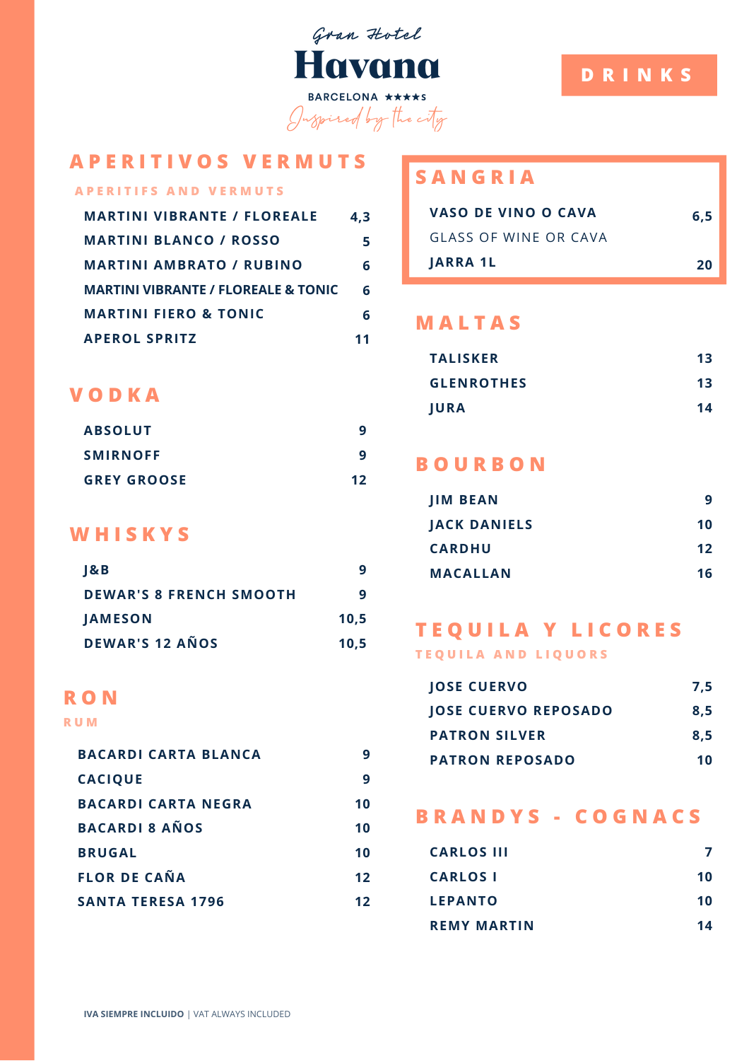Gran Hotel

# Havana

BARCELONA ★★★★S

*Inspired by the city*

**DRINKS**

## APERITIVOS VERMUTS

### APERITIFS AND VERMUTS

| | |
|---|---|
| MARTINI VIBRANTE / FLOREALE | 4,3 |
| MARTINI BLANCO / ROSSO | 5 |
| MARTINI AMBRATO / RUBINO | 6 |
| MARTINI VIBRANTE / FLOREALE & TONIC | 6 |
| MARTINI FIERO & TONIC | 6 |
| APEROL SPRITZ | 11 |

## VODKA

| | |
|---|---|
| ABSOLUT | 9 |
| SMIRNOFF | 9 |
| GREY GROOSE | 12 |

## WHISKYS

| | |
|---|---|
| J&B | 9 |
| DEWAR'S 8 FRENCH SMOOTH | 9 |
| JAMESON | 10,5 |
| DEWAR'S 12 AÑOS | 10,5 |

## RON

### RUM

| | |
|---|---|
| BACARDI CARTA BLANCA | 9 |
| CACIQUE | 9 |
| BACARDI CARTA NEGRA | 10 |
| BACARDI 8 AÑOS | 10 |
| BRUGAL | 10 |
| FLOR DE CAÑA | 12 |
| SANTA TERESA 1796 | 12 |

## SANGRIA

| | |
|---|---|
| VASO DE VINO O CAVA<br>GLASS OF WINE OR CAVA | 6,5 |
| JARRA 1L | 20 |

## MALTAS

| | |
|---|---|
| TALISKER | 13 |
| GLENROTHES | 13 |
| JURA | 14 |

## BOURBON

| | |
|---|---|
| JIM BEAN | 9 |
| JACK DANIELS | 10 |
| CARDHU | 12 |
| MACALLAN | 16 |

## TEQUILA Y LICORES

### TEQUILA AND LIQUORS

| | |
|---|---|
| JOSE CUERVO | 7,5 |
| JOSE CUERVO REPOSADO | 8,5 |
| PATRON SILVER | 8,5 |
| PATRON REPOSADO | 10 |

## BRANDYS - COGNACS

| | |
|---|---|
| CARLOS III | 7 |
| CARLOS I | 10 |
| LEPANTO | 10 |
| REMY MARTIN | 14 |

**IVA SIEMPRE INCLUIDO** | VAT ALWAYS INCLUDED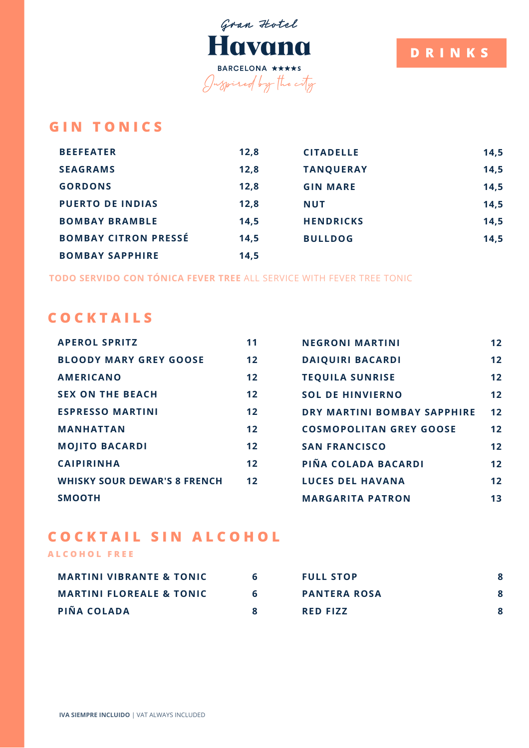Gran Hotel

# Havana

BARCELONA ★★★★S

*Inspired by the city*

**DRINKS**

## GIN TONICS

| | | | |
|---|---|---|---|
| BEEFEATER | 12,8 | CITADELLE | 14,5 |
| SEAGRAMS | 12,8 | TANQUERAY | 14,5 |
| GORDONS | 12,8 | GIN MARE | 14,5 |
| PUERTO DE INDIAS | 12,8 | NUT | 14,5 |
| BOMBAY BRAMBLE | 14,5 | HENDRICKS | 14,5 |
| BOMBAY CITRON PRESSÉ | 14,5 | BULLDOG | 14,5 |
| BOMBAY SAPPHIRE | 14,5 | | |

**TODO SERVIDO CON TÓNICA FEVER TREE** ALL SERVICE WITH FEVER TREE TONIC

## COCKTAILS

| | | | |
|---|---|---|---|
| APEROL SPRITZ | 11 | NEGRONI MARTINI | 12 |
| BLOODY MARY GREY GOOSE | 12 | DAIQUIRI BACARDI | 12 |
| AMERICANO | 12 | TEQUILA SUNRISE | 12 |
| SEX ON THE BEACH | 12 | SOL DE HINVIERNO | 12 |
| ESPRESSO MARTINI | 12 | DRY MARTINI BOMBAY SAPPHIRE | 12 |
| MANHATTAN | 12 | COSMOPOLITAN GREY GOOSE | 12 |
| MOJITO BACARDI | 12 | SAN FRANCISCO | 12 |
| CAIPIRINHA | 12 | PIÑA COLADA BACARDI | 12 |
| WHISKY SOUR DEWAR'S 8 FRENCH SMOOTH | 12 | LUCES DEL HAVANA | 12 |
| | | MARGARITA PATRON | 13 |

## COCKTAIL SIN ALCOHOL

### ALCOHOL FREE

| | | | |
|---|---|---|---|
| MARTINI VIBRANTE & TONIC | 6 | FULL STOP | 8 |
| MARTINI FLOREALE & TONIC | 6 | PANTERA ROSA | 8 |
| PIÑA COLADA | 8 | RED FIZZ | 8 |

**IVA SIEMPRE INCLUIDO** | VAT ALWAYS INCLUDED